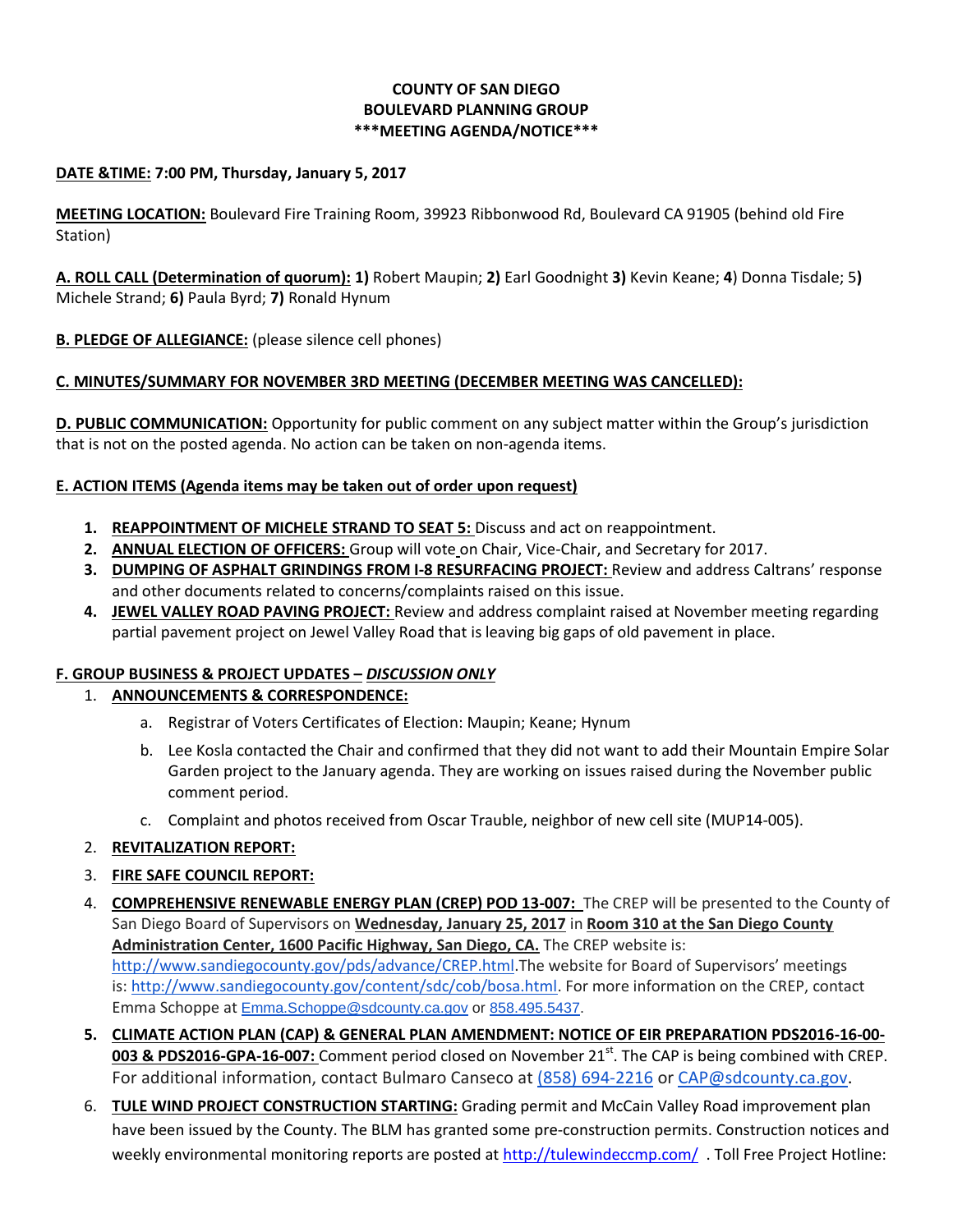**COUNTY OF SAN DIEGO**
**BOULEVARD PLANNING GROUP**
**\*\*\*MEETING AGENDA/NOTICE\*\*\***

**DATE &TIME: 7:00 PM, Thursday, January 5, 2017**

**MEETING LOCATION:** Boulevard Fire Training Room, 39923 Ribbonwood Rd, Boulevard CA 91905 (behind old Fire Station)

**A. ROLL CALL (Determination of quorum): 1)** Robert Maupin; **2)** Earl Goodnight **3)** Kevin Keane; **4**) Donna Tisdale; 5**)** Michele Strand; **6)** Paula Byrd; **7)** Ronald Hynum

**B. PLEDGE OF ALLEGIANCE:** (please silence cell phones)

**C. MINUTES/SUMMARY FOR NOVEMBER 3RD MEETING (DECEMBER MEETING WAS CANCELLED):**

**D. PUBLIC COMMUNICATION:** Opportunity for public comment on any subject matter within the Group's jurisdiction that is not on the posted agenda. No action can be taken on non-agenda items.

**E. ACTION ITEMS (Agenda items may be taken out of order upon request)**

1. **REAPPOINTMENT OF MICHELE STRAND TO SEAT 5:** Discuss and act on reappointment.
2. **ANNUAL ELECTION OF OFFICERS:** Group will vote on Chair, Vice-Chair, and Secretary for 2017.
3. **DUMPING OF ASPHALT GRINDINGS FROM I-8 RESURFACING PROJECT:** Review and address Caltrans' response and other documents related to concerns/complaints raised on this issue.
4. **JEWEL VALLEY ROAD PAVING PROJECT:** Review and address complaint raised at November meeting regarding partial pavement project on Jewel Valley Road that is leaving big gaps of old pavement in place.

**F. GROUP BUSINESS & PROJECT UPDATES – *DISCUSSION ONLY***

1. **ANNOUNCEMENTS & CORRESPONDENCE:**
   a. Registrar of Voters Certificates of Election: Maupin; Keane; Hynum
   b. Lee Kosla contacted the Chair and confirmed that they did not want to add their Mountain Empire Solar Garden project to the January agenda. They are working on issues raised during the November public comment period.
   c. Complaint and photos received from Oscar Trauble, neighbor of new cell site (MUP14-005).
2. **REVITALIZATION REPORT:**
3. **FIRE SAFE COUNCIL REPORT:**
4. **COMPREHENSIVE RENEWABLE ENERGY PLAN (CREP) POD 13-007:** The CREP will be presented to the County of San Diego Board of Supervisors on **Wednesday, January 25, 2017** in **Room 310 at the San Diego County Administration Center, 1600 Pacific Highway, San Diego, CA.** The CREP website is: http://www.sandiegocounty.gov/pds/advance/CREP.html.The website for Board of Supervisors' meetings is: http://www.sandiegocounty.gov/content/sdc/cob/bosa.html. For more information on the CREP, contact Emma Schoppe at Emma.Schoppe@sdcounty.ca.gov or 858.495.5437.
5. **CLIMATE ACTION PLAN (CAP) & GENERAL PLAN AMENDMENT: NOTICE OF EIR PREPARATION PDS2016-16-00-003 & PDS2016-GPA-16-007:** Comment period closed on November 21st. The CAP is being combined with CREP. For additional information, contact Bulmaro Canseco at (858) 694-2216 or CAP@sdcounty.ca.gov.
6. **TULE WIND PROJECT CONSTRUCTION STARTING:** Grading permit and McCain Valley Road improvement plan have been issued by the County. The BLM has granted some pre-construction permits. Construction notices and weekly environmental monitoring reports are posted at http://tulewindeccmp.com/ . Toll Free Project Hotline: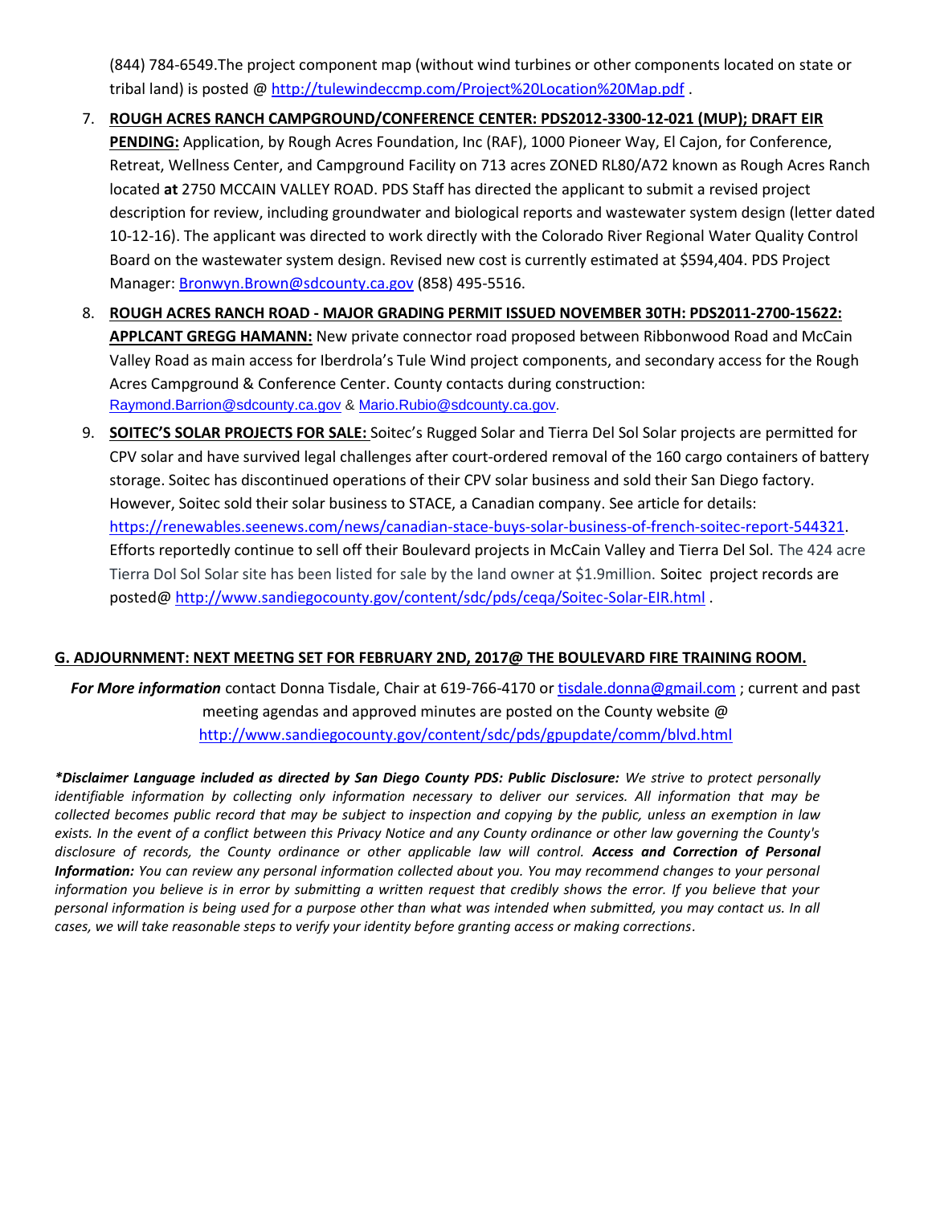(844) 784-6549.The project component map (without wind turbines or other components located on state or tribal land) is posted @ http://tulewindeccmp.com/Project%20Location%20Map.pdf .

7. **ROUGH ACRES RANCH CAMPGROUND/CONFERENCE CENTER: PDS2012-3300-12-021 (MUP); DRAFT EIR PENDING:** Application, by Rough Acres Foundation, Inc (RAF), 1000 Pioneer Way, El Cajon, for Conference, Retreat, Wellness Center, and Campground Facility on 713 acres ZONED RL80/A72 known as Rough Acres Ranch located **at** 2750 MCCAIN VALLEY ROAD. PDS Staff has directed the applicant to submit a revised project description for review, including groundwater and biological reports and wastewater system design (letter dated 10-12-16). The applicant was directed to work directly with the Colorado River Regional Water Quality Control Board on the wastewater system design. Revised new cost is currently estimated at $594,404. PDS Project Manager: Bronwyn.Brown@sdcounty.ca.gov (858) 495-5516.

8. **ROUGH ACRES RANCH ROAD - MAJOR GRADING PERMIT ISSUED NOVEMBER 30TH: PDS2011-2700-15622: APPLCANT GREGG HAMANN:** New private connector road proposed between Ribbonwood Road and McCain Valley Road as main access for Iberdrola's Tule Wind project components, and secondary access for the Rough Acres Campground & Conference Center. County contacts during construction: Raymond.Barrion@sdcounty.ca.gov & Mario.Rubio@sdcounty.ca.gov.

9. **SOITEC'S SOLAR PROJECTS FOR SALE:** Soitec's Rugged Solar and Tierra Del Sol Solar projects are permitted for CPV solar and have survived legal challenges after court-ordered removal of the 160 cargo containers of battery storage. Soitec has discontinued operations of their CPV solar business and sold their San Diego factory. However, Soitec sold their solar business to STACE, a Canadian company. See article for details: https://renewables.seenews.com/news/canadian-stace-buys-solar-business-of-french-soitec-report-544321. Efforts reportedly continue to sell off their Boulevard projects in McCain Valley and Tierra Del Sol. The 424 acre Tierra Dol Sol Solar site has been listed for sale by the land owner at $1.9million. Soitec project records are posted@ http://www.sandiegocounty.gov/content/sdc/pds/ceqa/Soitec-Solar-EIR.html .

**G. ADJOURNMENT: NEXT MEETNG SET FOR FEBRUARY 2ND, 2017@ THE BOULEVARD FIRE TRAINING ROOM.**

***For More information*** contact Donna Tisdale, Chair at 619-766-4170 or tisdale.donna@gmail.com ; current and past meeting agendas and approved minutes are posted on the County website @ http://www.sandiegocounty.gov/content/sdc/pds/gpupdate/comm/blvd.html

***\*Disclaimer Language included as directed by San Diego County PDS: Public Disclosure:*** *We strive to protect personally identifiable information by collecting only information necessary to deliver our services. All information that may be collected becomes public record that may be subject to inspection and copying by the public, unless an exemption in law exists. In the event of a conflict between this Privacy Notice and any County ordinance or other law governing the County's disclosure of records, the County ordinance or other applicable law will control.* ***Access and Correction of Personal Information:*** *You can review any personal information collected about you. You may recommend changes to your personal information you believe is in error by submitting a written request that credibly shows the error. If you believe that your personal information is being used for a purpose other than what was intended when submitted, you may contact us. In all cases, we will take reasonable steps to verify your identity before granting access or making corrections.*